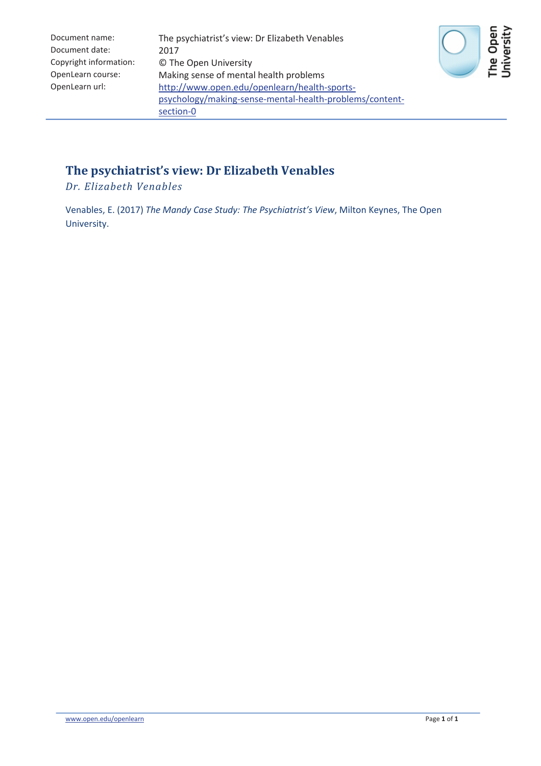| | |
|---|---|
| Document name: | The psychiatrist's view: Dr Elizabeth Venables |
| Document date: | 2017 |
| Copyright information: | © The Open University |
| OpenLearn course: | Making sense of mental health problems |
| OpenLearn url: | http://www.open.edu/openlearn/health-sports-psychology/making-sense-mental-health-problems/content-section-0 |

# The psychiatrist's view: Dr Elizabeth Venables

*Dr. Elizabeth Venables*

Venables, E. (2017) *The Mandy Case Study: The Psychiatrist's View*, Milton Keynes, The Open University.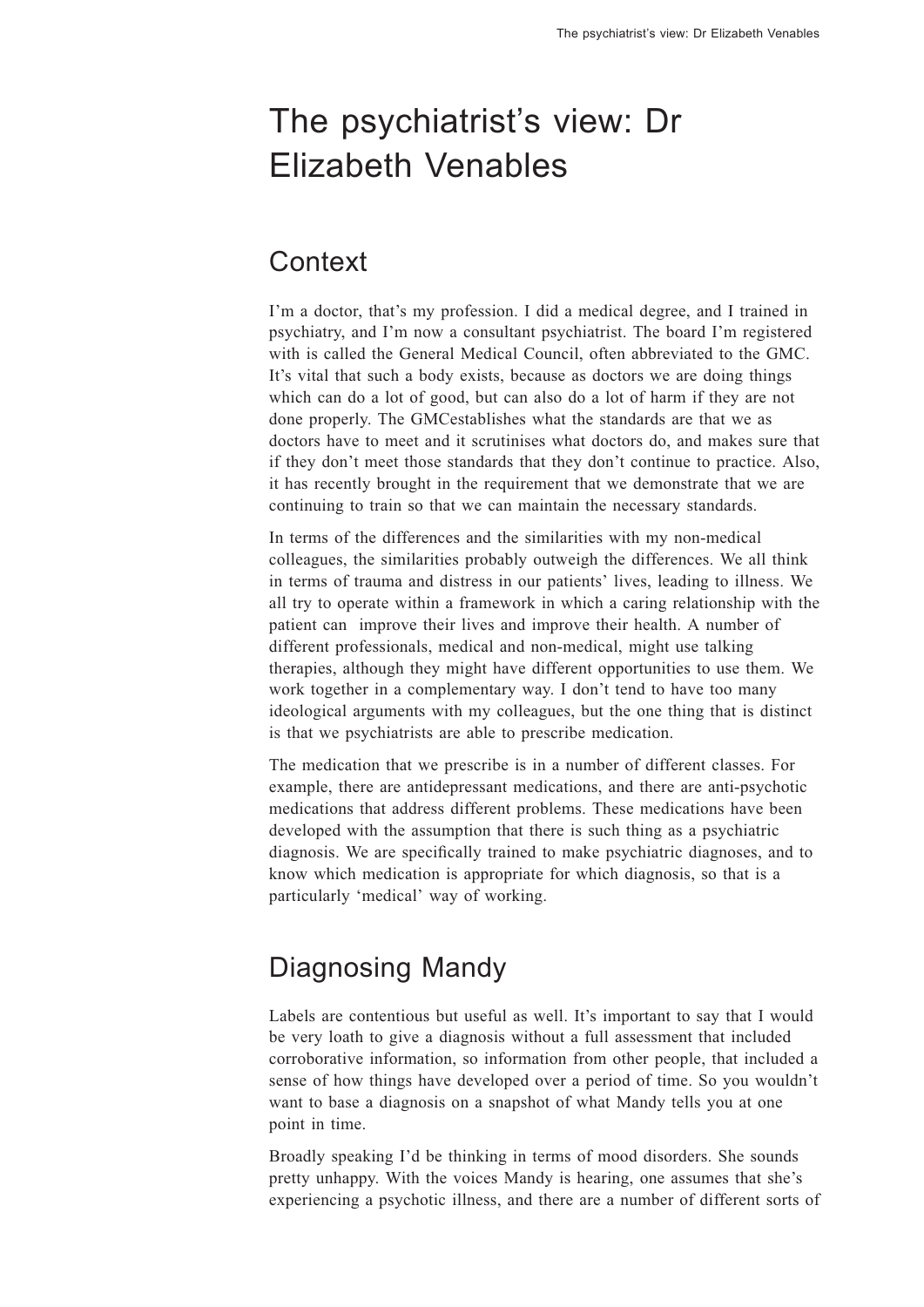# The psychiatrist's view: Dr Elizabeth Venables

## Context

I'm a doctor, that's my profession. I did a medical degree, and I trained in psychiatry, and I'm now a consultant psychiatrist. The board I'm registered with is called the General Medical Council, often abbreviated to the GMC. It's vital that such a body exists, because as doctors we are doing things which can do a lot of good, but can also do a lot of harm if they are not done properly. The GMCestablishes what the standards are that we as doctors have to meet and it scrutinises what doctors do, and makes sure that if they don't meet those standards that they don't continue to practice. Also, it has recently brought in the requirement that we demonstrate that we are continuing to train so that we can maintain the necessary standards.

In terms of the differences and the similarities with my non-medical colleagues, the similarities probably outweigh the differences. We all think in terms of trauma and distress in our patients' lives, leading to illness. We all try to operate within a framework in which a caring relationship with the patient can improve their lives and improve their health. A number of different professionals, medical and non-medical, might use talking therapies, although they might have different opportunities to use them. We work together in a complementary way. I don't tend to have too many ideological arguments with my colleagues, but the one thing that is distinct is that we psychiatrists are able to prescribe medication.

The medication that we prescribe is in a number of different classes. For example, there are antidepressant medications, and there are anti-psychotic medications that address different problems. These medications have been developed with the assumption that there is such thing as a psychiatric diagnosis. We are specifically trained to make psychiatric diagnoses, and to know which medication is appropriate for which diagnosis, so that is a particularly 'medical' way of working.

## Diagnosing Mandy

Labels are contentious but useful as well. It's important to say that I would be very loath to give a diagnosis without a full assessment that included corroborative information, so information from other people, that included a sense of how things have developed over a period of time. So you wouldn't want to base a diagnosis on a snapshot of what Mandy tells you at one point in time.

Broadly speaking I'd be thinking in terms of mood disorders. She sounds pretty unhappy. With the voices Mandy is hearing, one assumes that she's experiencing a psychotic illness, and there are a number of different sorts of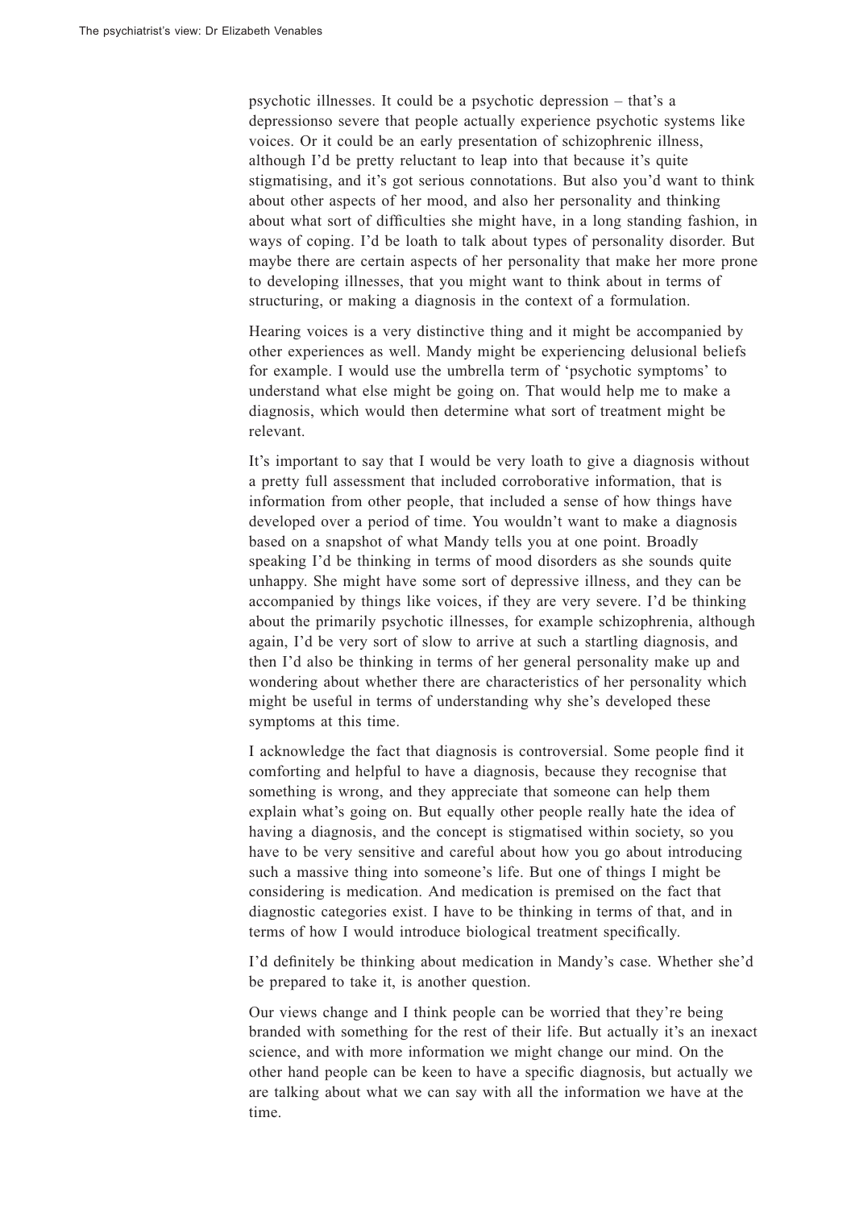psychotic illnesses. It could be a psychotic depression – that's a depressionso severe that people actually experience psychotic systems like voices. Or it could be an early presentation of schizophrenic illness, although I'd be pretty reluctant to leap into that because it's quite stigmatising, and it's got serious connotations. But also you'd want to think about other aspects of her mood, and also her personality and thinking about what sort of difficulties she might have, in a long standing fashion, in ways of coping. I'd be loath to talk about types of personality disorder. But maybe there are certain aspects of her personality that make her more prone to developing illnesses, that you might want to think about in terms of structuring, or making a diagnosis in the context of a formulation.

Hearing voices is a very distinctive thing and it might be accompanied by other experiences as well. Mandy might be experiencing delusional beliefs for example. I would use the umbrella term of 'psychotic symptoms' to understand what else might be going on. That would help me to make a diagnosis, which would then determine what sort of treatment might be relevant.

It's important to say that I would be very loath to give a diagnosis without a pretty full assessment that included corroborative information, that is information from other people, that included a sense of how things have developed over a period of time. You wouldn't want to make a diagnosis based on a snapshot of what Mandy tells you at one point. Broadly speaking I'd be thinking in terms of mood disorders as she sounds quite unhappy. She might have some sort of depressive illness, and they can be accompanied by things like voices, if they are very severe. I'd be thinking about the primarily psychotic illnesses, for example schizophrenia, although again, I'd be very sort of slow to arrive at such a startling diagnosis, and then I'd also be thinking in terms of her general personality make up and wondering about whether there are characteristics of her personality which might be useful in terms of understanding why she's developed these symptoms at this time.

I acknowledge the fact that diagnosis is controversial. Some people find it comforting and helpful to have a diagnosis, because they recognise that something is wrong, and they appreciate that someone can help them explain what's going on. But equally other people really hate the idea of having a diagnosis, and the concept is stigmatised within society, so you have to be very sensitive and careful about how you go about introducing such a massive thing into someone's life. But one of things I might be considering is medication. And medication is premised on the fact that diagnostic categories exist. I have to be thinking in terms of that, and in terms of how I would introduce biological treatment specifically.

I'd definitely be thinking about medication in Mandy's case. Whether she'd be prepared to take it, is another question.

Our views change and I think people can be worried that they're being branded with something for the rest of their life. But actually it's an inexact science, and with more information we might change our mind. On the other hand people can be keen to have a specific diagnosis, but actually we are talking about what we can say with all the information we have at the time.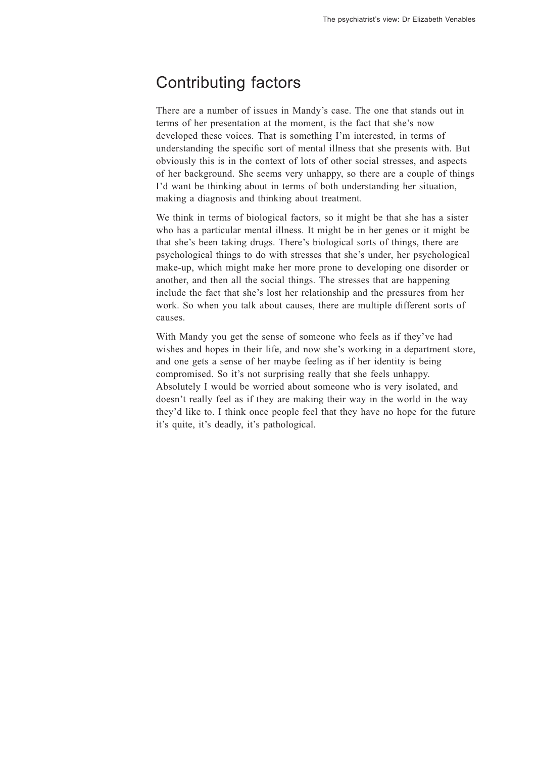## Contributing factors

There are a number of issues in Mandy's case. The one that stands out in terms of her presentation at the moment, is the fact that she's now developed these voices. That is something I'm interested, in terms of understanding the specific sort of mental illness that she presents with. But obviously this is in the context of lots of other social stresses, and aspects of her background. She seems very unhappy, so there are a couple of things I'd want be thinking about in terms of both understanding her situation, making a diagnosis and thinking about treatment.

We think in terms of biological factors, so it might be that she has a sister who has a particular mental illness. It might be in her genes or it might be that she's been taking drugs. There's biological sorts of things, there are psychological things to do with stresses that she's under, her psychological make-up, which might make her more prone to developing one disorder or another, and then all the social things. The stresses that are happening include the fact that she's lost her relationship and the pressures from her work. So when you talk about causes, there are multiple different sorts of causes.

With Mandy you get the sense of someone who feels as if they've had wishes and hopes in their life, and now she's working in a department store, and one gets a sense of her maybe feeling as if her identity is being compromised. So it's not surprising really that she feels unhappy. Absolutely I would be worried about someone who is very isolated, and doesn't really feel as if they are making their way in the world in the way they'd like to. I think once people feel that they have no hope for the future it's quite, it's deadly, it's pathological.